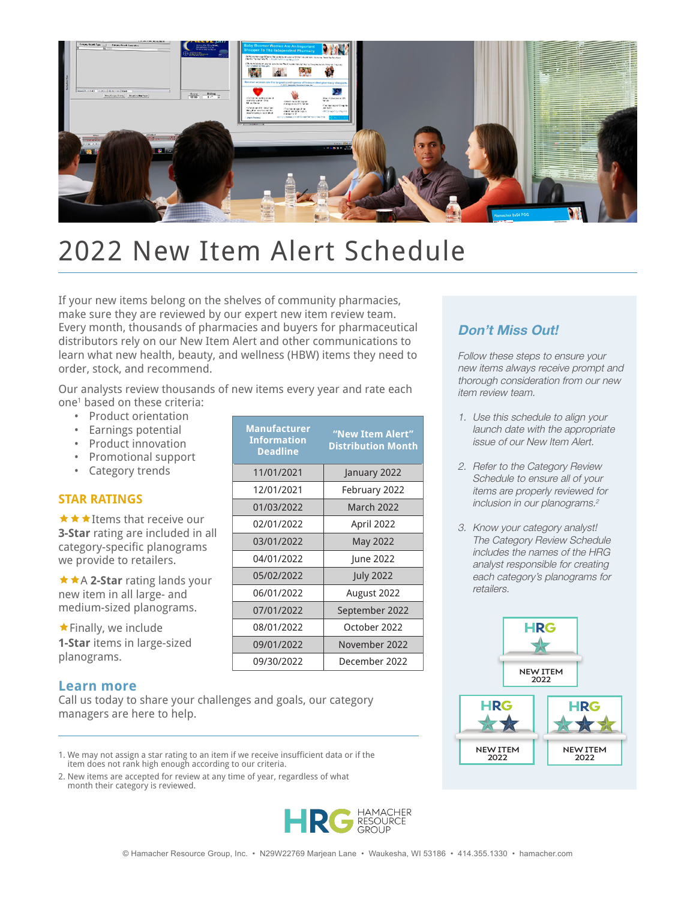# 2022 New Item Alert Schedule

If your new items belong on the shelves of community pharmacies, make sure they are reviewed by our expert new item review team. Every month, thousands of pharmacies and buyers for pharmaceutical distributors rely on our New Item Alert and other communications to learn what new health, beauty, and wellness (HBW) items they need to order, stock, and recommend.

Our analysts review thousands of new items every year and rate each one[1] based on these criteria:

- Product orientation
- Earnings potential
- Product innovation
- Promotional support
- Category trends

| Manufacturer Information Deadline | "New Item Alert" Distribution Month |
|---|---|
| 11/01/2021 | January 2022 |
| 12/01/2021 | February 2022 |
| 01/03/2022 | March 2022 |
| 02/01/2022 | April 2022 |
| 03/01/2022 | May 2022 |
| 04/01/2022 | June 2022 |
| 05/02/2022 | July 2022 |
| 06/01/2022 | August 2022 |
| 07/01/2022 | September 2022 |
| 08/01/2022 | October 2022 |
| 09/01/2022 | November 2022 |
| 09/30/2022 | December 2022 |

## STAR RATINGS

★★★Items that receive our **3-Star** rating are included in all category-specific planograms we provide to retailers.

★★A **2-Star** rating lands your new item in all large- and medium-sized planograms.

★Finally, we include **1-Star** items in large-sized planograms.

## Learn more

Call us today to share your challenges and goals, our category managers are here to help.

1. We may not assign a star rating to an item if we receive insufficient data or if the item does not rank high enough according to our criteria.
2. New items are accepted for review at any time of year, regardless of what month their category is reviewed.

## *Don't Miss Out!*

*Follow these steps to ensure your new items always receive prompt and thorough consideration from our new item review team.*

1. *Use this schedule to align your launch date with the appropriate issue of our New Item Alert.*
2. *Refer to the Category Review Schedule to ensure all of your items are properly reviewed for inclusion in our planograms.*[2]
3. *Know your category analyst! The Category Review Schedule includes the names of the HRG analyst responsible for creating each category's planograms for retailers.*

HRG NEW ITEM 2022

HRG NEW ITEM 2022

HRG NEW ITEM 2022

HRG HAMACHER RESOURCE GROUP

© Hamacher Resource Group, Inc. • N29W22769 Marjean Lane • Waukesha, WI 53186 • 414.355.1330 • hamacher.com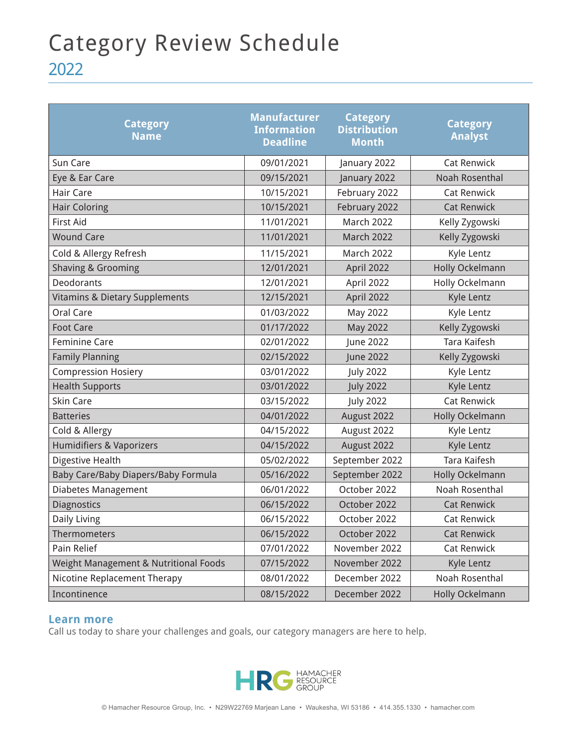# Category Review Schedule

## 2022

| Category Name | Manufacturer Information Deadline | Category Distribution Month | Category Analyst |
|---|---|---|---|
| Sun Care | 09/01/2021 | January 2022 | Cat Renwick |
| Eye & Ear Care | 09/15/2021 | January 2022 | Noah Rosenthal |
| Hair Care | 10/15/2021 | February 2022 | Cat Renwick |
| Hair Coloring | 10/15/2021 | February 2022 | Cat Renwick |
| First Aid | 11/01/2021 | March 2022 | Kelly Zygowski |
| Wound Care | 11/01/2021 | March 2022 | Kelly Zygowski |
| Cold & Allergy Refresh | 11/15/2021 | March 2022 | Kyle Lentz |
| Shaving & Grooming | 12/01/2021 | April 2022 | Holly Ockelmann |
| Deodorants | 12/01/2021 | April 2022 | Holly Ockelmann |
| Vitamins & Dietary Supplements | 12/15/2021 | April 2022 | Kyle Lentz |
| Oral Care | 01/03/2022 | May 2022 | Kyle Lentz |
| Foot Care | 01/17/2022 | May 2022 | Kelly Zygowski |
| Feminine Care | 02/01/2022 | June 2022 | Tara Kaifesh |
| Family Planning | 02/15/2022 | June 2022 | Kelly Zygowski |
| Compression Hosiery | 03/01/2022 | July 2022 | Kyle Lentz |
| Health Supports | 03/01/2022 | July 2022 | Kyle Lentz |
| Skin Care | 03/15/2022 | July 2022 | Cat Renwick |
| Batteries | 04/01/2022 | August 2022 | Holly Ockelmann |
| Cold & Allergy | 04/15/2022 | August 2022 | Kyle Lentz |
| Humidifiers & Vaporizers | 04/15/2022 | August 2022 | Kyle Lentz |
| Digestive Health | 05/02/2022 | September 2022 | Tara Kaifesh |
| Baby Care/Baby Diapers/Baby Formula | 05/16/2022 | September 2022 | Holly Ockelmann |
| Diabetes Management | 06/01/2022 | October 2022 | Noah Rosenthal |
| Diagnostics | 06/15/2022 | October 2022 | Cat Renwick |
| Daily Living | 06/15/2022 | October 2022 | Cat Renwick |
| Thermometers | 06/15/2022 | October 2022 | Cat Renwick |
| Pain Relief | 07/01/2022 | November 2022 | Cat Renwick |
| Weight Management & Nutritional Foods | 07/15/2022 | November 2022 | Kyle Lentz |
| Nicotine Replacement Therapy | 08/01/2022 | December 2022 | Noah Rosenthal |
| Incontinence | 08/15/2022 | December 2022 | Holly Ockelmann |

**Learn more**

Call us today to share your challenges and goals, our category managers are here to help.

HRG HAMACHER RESOURCE GROUP

© Hamacher Resource Group, Inc. • N29W22769 Marjean Lane • Waukesha, WI 53186 • 414.355.1330 • hamacher.com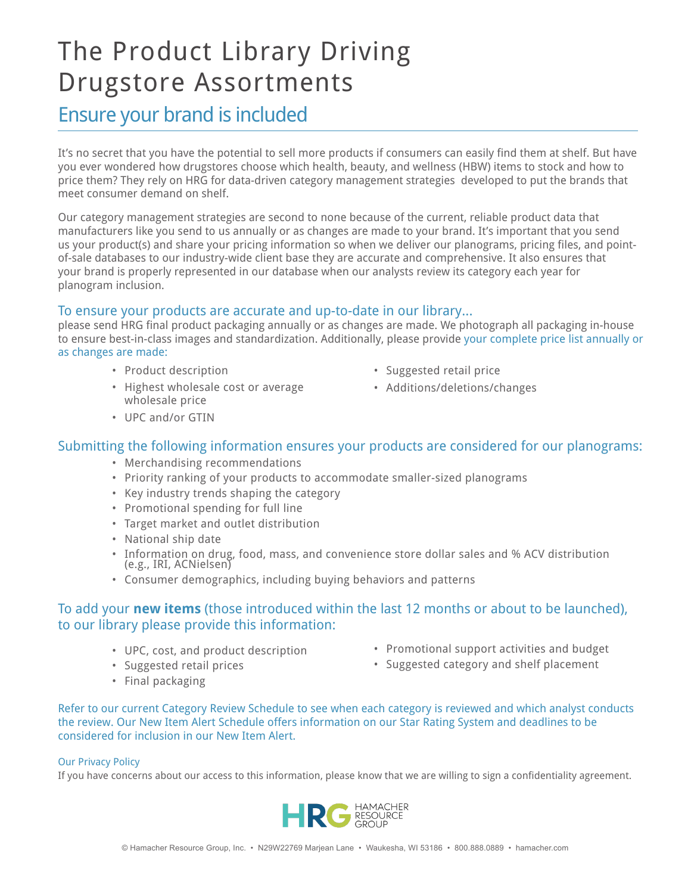# The Product Library Driving Drugstore Assortments

## Ensure your brand is included

It's no secret that you have the potential to sell more products if consumers can easily find them at shelf. But have you ever wondered how drugstores choose which health, beauty, and wellness (HBW) items to stock and how to price them? They rely on HRG for data-driven category management strategies developed to put the brands that meet consumer demand on shelf.

Our category management strategies are second to none because of the current, reliable product data that manufacturers like you send to us annually or as changes are made to your brand. It's important that you send us your product(s) and share your pricing information so when we deliver our planograms, pricing files, and point-of-sale databases to our industry-wide client base they are accurate and comprehensive. It also ensures that your brand is properly represented in our database when our analysts review its category each year for planogram inclusion.

### To ensure your products are accurate and up-to-date in our library...

please send HRG final product packaging annually or as changes are made. We photograph all packaging in-house to ensure best-in-class images and standardization. Additionally, please provide your complete price list annually or as changes are made:

- Product description
- Highest wholesale cost or average wholesale price
- UPC and/or GTIN
- Suggested retail price
- Additions/deletions/changes

### Submitting the following information ensures your products are considered for our planograms:

- Merchandising recommendations
- Priority ranking of your products to accommodate smaller-sized planograms
- Key industry trends shaping the category
- Promotional spending for full line
- Target market and outlet distribution
- National ship date
- Information on drug, food, mass, and convenience store dollar sales and % ACV distribution (e.g., IRI, ACNielsen)
- Consumer demographics, including buying behaviors and patterns

### To add your **new items** (those introduced within the last 12 months or about to be launched), to our library please provide this information:

- UPC, cost, and product description
- Suggested retail prices
- Final packaging
- Promotional support activities and budget
- Suggested category and shelf placement

Refer to our current Category Review Schedule to see when each category is reviewed and which analyst conducts the review. Our New Item Alert Schedule offers information on our Star Rating System and deadlines to be considered for inclusion in our New Item Alert.

#### Our Privacy Policy

If you have concerns about our access to this information, please know that we are willing to sign a confidentiality agreement.

HRG HAMACHER RESOURCE GROUP

© Hamacher Resource Group, Inc. • N29W22769 Marjean Lane • Waukesha, WI 53186 • 800.888.0889 • hamacher.com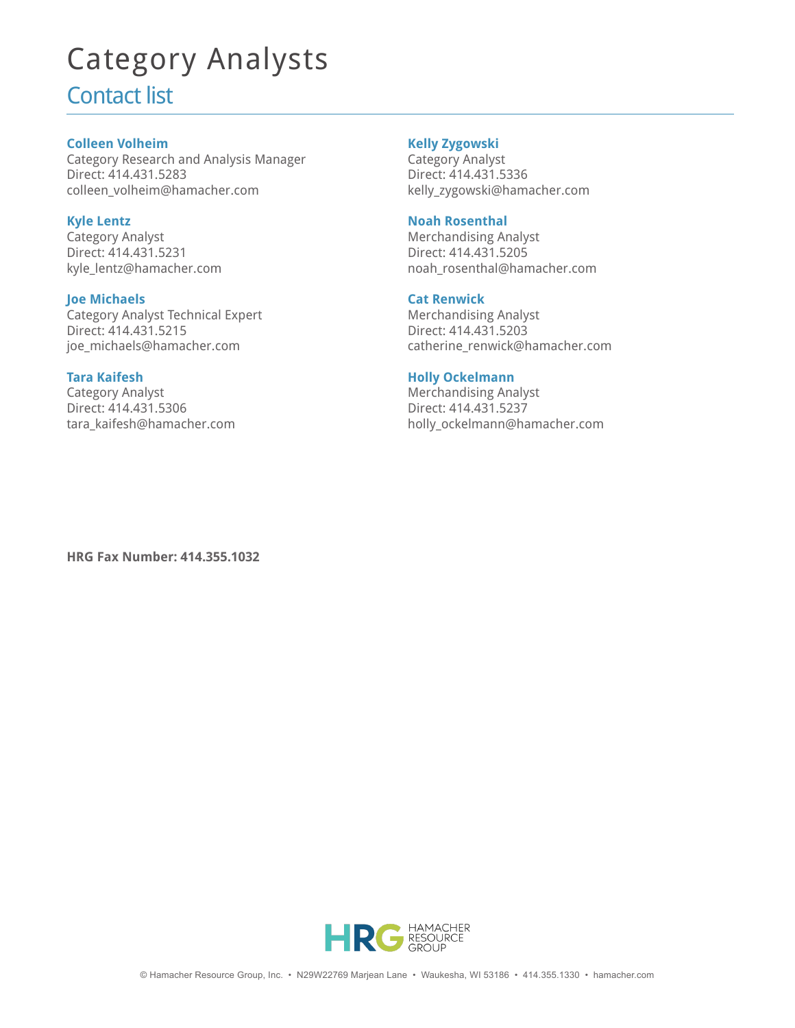# Category Analysts

## Contact list

**Colleen Volheim**
Category Research and Analysis Manager
Direct: 414.431.5283
colleen_volheim@hamacher.com

**Kyle Lentz**
Category Analyst
Direct: 414.431.5231
kyle_lentz@hamacher.com

**Joe Michaels**
Category Analyst Technical Expert
Direct: 414.431.5215
joe_michaels@hamacher.com

**Tara Kaifesh**
Category Analyst
Direct: 414.431.5306
tara_kaifesh@hamacher.com

**Kelly Zygowski**
Category Analyst
Direct: 414.431.5336
kelly_zygowski@hamacher.com

**Noah Rosenthal**
Merchandising Analyst
Direct: 414.431.5205
noah_rosenthal@hamacher.com

**Cat Renwick**
Merchandising Analyst
Direct: 414.431.5203
catherine_renwick@hamacher.com

**Holly Ockelmann**
Merchandising Analyst
Direct: 414.431.5237
holly_ockelmann@hamacher.com

**HRG Fax Number: 414.355.1032**

HRG HAMACHER RESOURCE GROUP

© Hamacher Resource Group, Inc. • N29W22769 Marjean Lane • Waukesha, WI 53186 • 414.355.1330 • hamacher.com